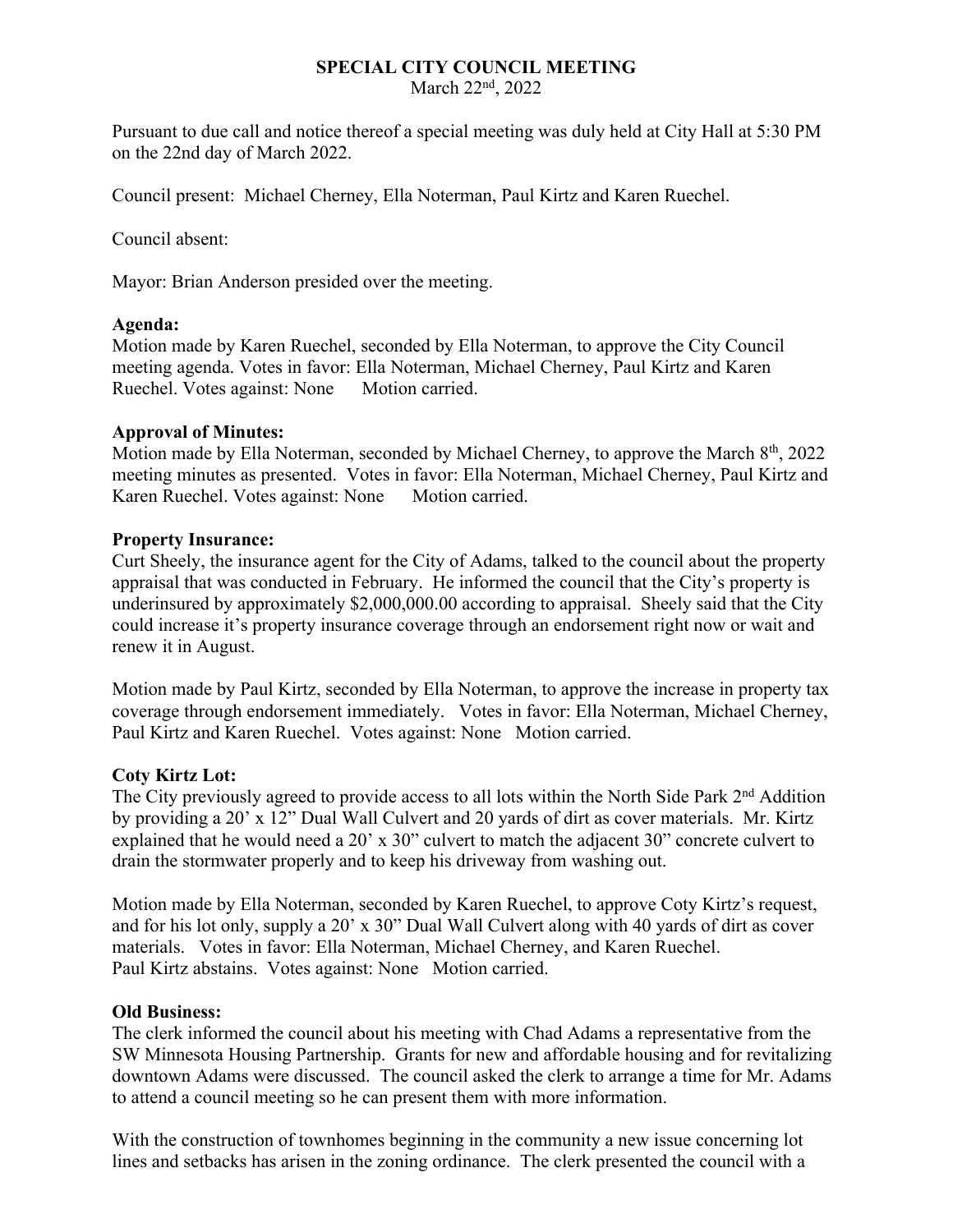# SPECIAL CITY COUNCIL MEETING

March 22nd, 2022

Pursuant to due call and notice thereof a special meeting was duly held at City Hall at 5:30 PM on the 22nd day of March 2022.

Council present: Michael Cherney, Ella Noterman, Paul Kirtz and Karen Ruechel.

Council absent:

Mayor: Brian Anderson presided over the meeting.

**Agenda:**
Motion made by Karen Ruechel, seconded by Ella Noterman, to approve the City Council meeting agenda. Votes in favor: Ella Noterman, Michael Cherney, Paul Kirtz and Karen Ruechel. Votes against: None Motion carried.

**Approval of Minutes:**
Motion made by Ella Noterman, seconded by Michael Cherney, to approve the March 8th, 2022 meeting minutes as presented. Votes in favor: Ella Noterman, Michael Cherney, Paul Kirtz and Karen Ruechel. Votes against: None Motion carried.

**Property Insurance:**
Curt Sheely, the insurance agent for the City of Adams, talked to the council about the property appraisal that was conducted in February. He informed the council that the City's property is underinsured by approximately $2,000,000.00 according to appraisal. Sheely said that the City could increase it's property insurance coverage through an endorsement right now or wait and renew it in August.

Motion made by Paul Kirtz, seconded by Ella Noterman, to approve the increase in property tax coverage through endorsement immediately. Votes in favor: Ella Noterman, Michael Cherney, Paul Kirtz and Karen Ruechel. Votes against: None Motion carried.

**Coty Kirtz Lot:**
The City previously agreed to provide access to all lots within the North Side Park 2nd Addition by providing a 20' x 12" Dual Wall Culvert and 20 yards of dirt as cover materials. Mr. Kirtz explained that he would need a 20' x 30" culvert to match the adjacent 30" concrete culvert to drain the stormwater properly and to keep his driveway from washing out.

Motion made by Ella Noterman, seconded by Karen Ruechel, to approve Coty Kirtz's request, and for his lot only, supply a 20' x 30" Dual Wall Culvert along with 40 yards of dirt as cover materials. Votes in favor: Ella Noterman, Michael Cherney, and Karen Ruechel. Paul Kirtz abstains. Votes against: None Motion carried.

**Old Business:**
The clerk informed the council about his meeting with Chad Adams a representative from the SW Minnesota Housing Partnership. Grants for new and affordable housing and for revitalizing downtown Adams were discussed. The council asked the clerk to arrange a time for Mr. Adams to attend a council meeting so he can present them with more information.

With the construction of townhomes beginning in the community a new issue concerning lot lines and setbacks has arisen in the zoning ordinance. The clerk presented the council with a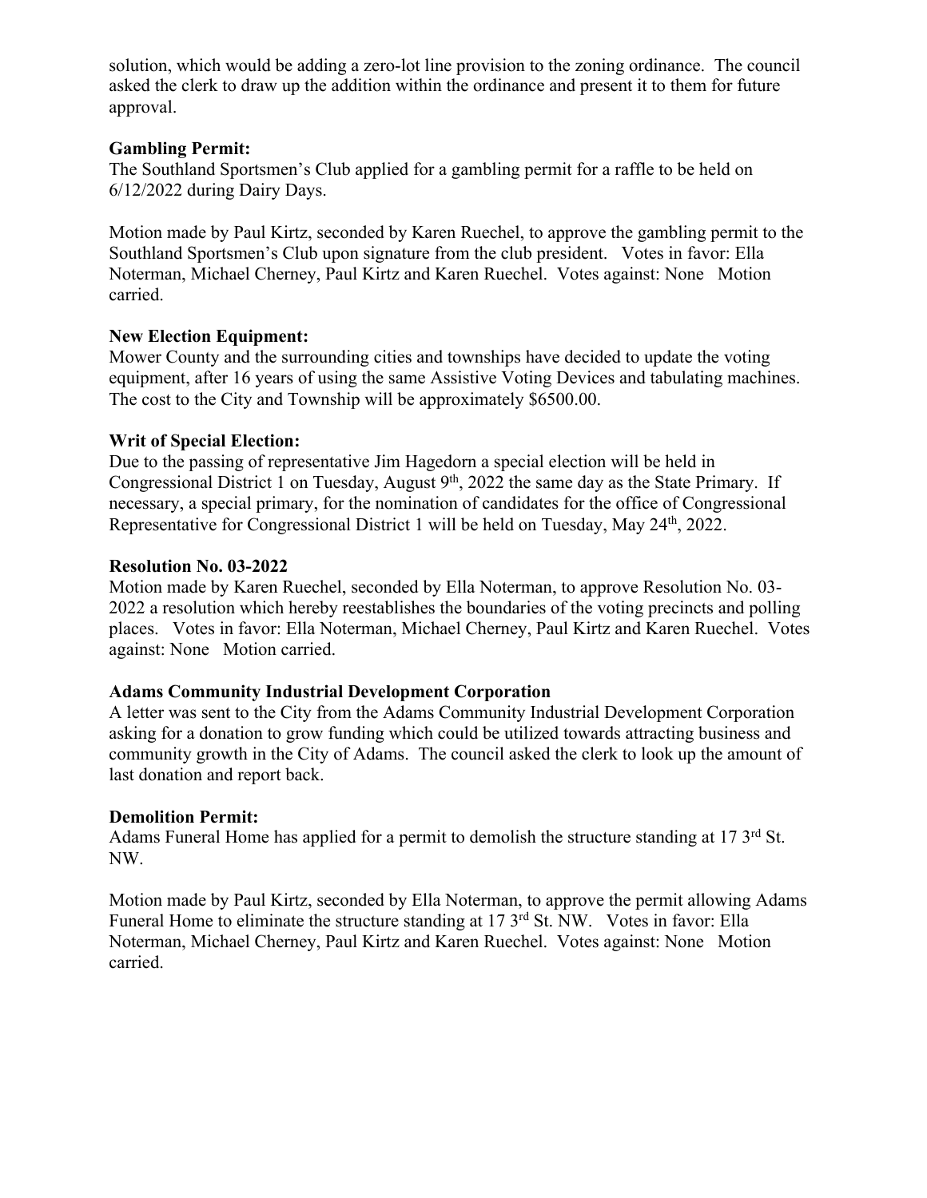solution, which would be adding a zero-lot line provision to the zoning ordinance. The council asked the clerk to draw up the addition within the ordinance and present it to them for future approval.

**Gambling Permit:**
The Southland Sportsmen's Club applied for a gambling permit for a raffle to be held on 6/12/2022 during Dairy Days.

Motion made by Paul Kirtz, seconded by Karen Ruechel, to approve the gambling permit to the Southland Sportsmen's Club upon signature from the club president. Votes in favor: Ella Noterman, Michael Cherney, Paul Kirtz and Karen Ruechel. Votes against: None Motion carried.

**New Election Equipment:**
Mower County and the surrounding cities and townships have decided to update the voting equipment, after 16 years of using the same Assistive Voting Devices and tabulating machines. The cost to the City and Township will be approximately $6500.00.

**Writ of Special Election:**
Due to the passing of representative Jim Hagedorn a special election will be held in Congressional District 1 on Tuesday, August 9th, 2022 the same day as the State Primary. If necessary, a special primary, for the nomination of candidates for the office of Congressional Representative for Congressional District 1 will be held on Tuesday, May 24th, 2022.

**Resolution No. 03-2022**
Motion made by Karen Ruechel, seconded by Ella Noterman, to approve Resolution No. 03-2022 a resolution which hereby reestablishes the boundaries of the voting precincts and polling places. Votes in favor: Ella Noterman, Michael Cherney, Paul Kirtz and Karen Ruechel. Votes against: None Motion carried.

**Adams Community Industrial Development Corporation**
A letter was sent to the City from the Adams Community Industrial Development Corporation asking for a donation to grow funding which could be utilized towards attracting business and community growth in the City of Adams. The council asked the clerk to look up the amount of last donation and report back.

**Demolition Permit:**
Adams Funeral Home has applied for a permit to demolish the structure standing at 17 3rd St. NW.

Motion made by Paul Kirtz, seconded by Ella Noterman, to approve the permit allowing Adams Funeral Home to eliminate the structure standing at 17 3rd St. NW. Votes in favor: Ella Noterman, Michael Cherney, Paul Kirtz and Karen Ruechel. Votes against: None Motion carried.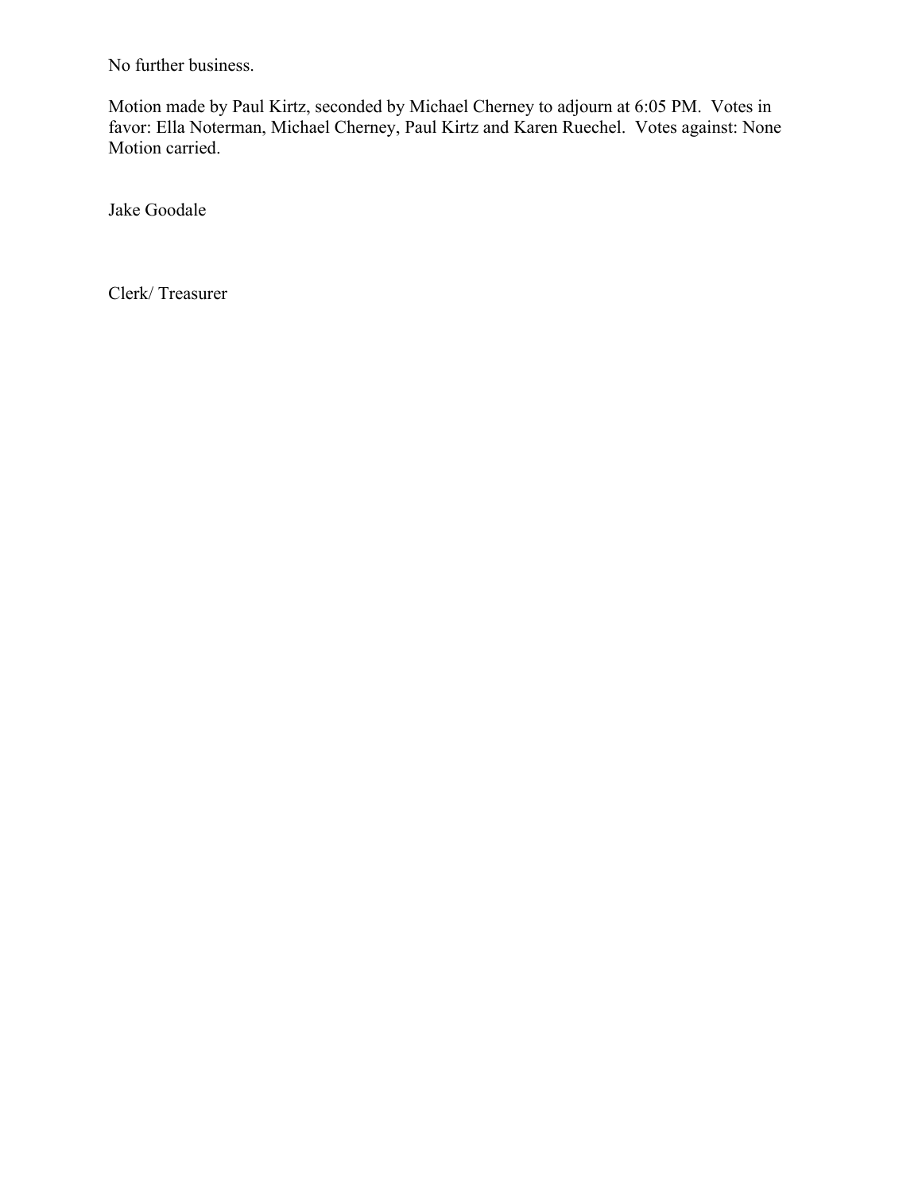No further business.

Motion made by Paul Kirtz, seconded by Michael Cherney to adjourn at 6:05 PM. Votes in favor: Ella Noterman, Michael Cherney, Paul Kirtz and Karen Ruechel. Votes against: None Motion carried.

Jake Goodale

Clerk/ Treasurer